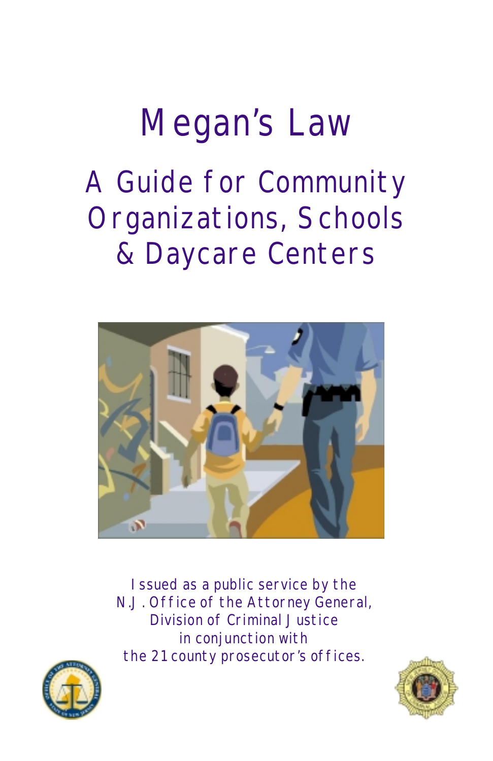# Megan's Law

## A Guide for Community Organizations, Schools & Daycare Centers

Issued as a public service by the N.J. Office of the Attorney General, Division of Criminal Justice in conjunction with the 21 county prosecutor's offices.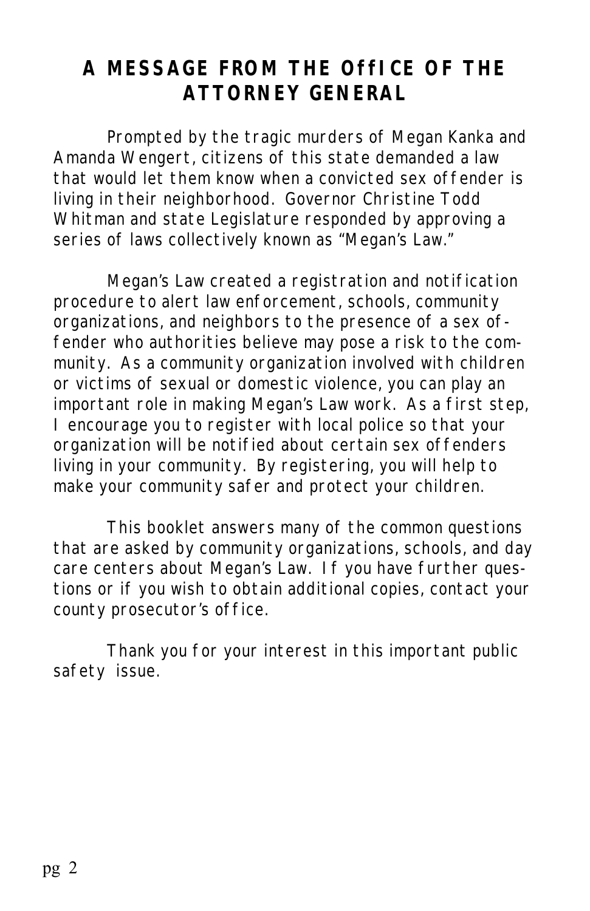# A MESSAGE FROM THE OffICE OF THE ATTORNEY GENERAL

Prompted by the tragic murders of Megan Kanka and Amanda Wengert, citizens of this state demanded a law that would let them know when a convicted sex offender is living in their neighborhood. Governor Christine Todd Whitman and state Legislature responded by approving a series of laws collectively known as "Megan's Law."

Megan's Law created a registration and notification procedure to alert law enforcement, schools, community organizations, and neighbors to the presence of a sex offender who authorities believe may pose a risk to the community. As a community organization involved with children or victims of sexual or domestic violence, you can play an important role in making Megan's Law work. As a first step, I encourage you to register with local police so that your organization will be notified about certain sex offenders living in your community. By registering, you will help to make your community safer and protect your children.

This booklet answers many of the common questions that are asked by community organizations, schools, and day care centers about Megan's Law. If you have further questions or if you wish to obtain additional copies, contact your county prosecutor's office.

Thank you for your interest in this important public safety issue.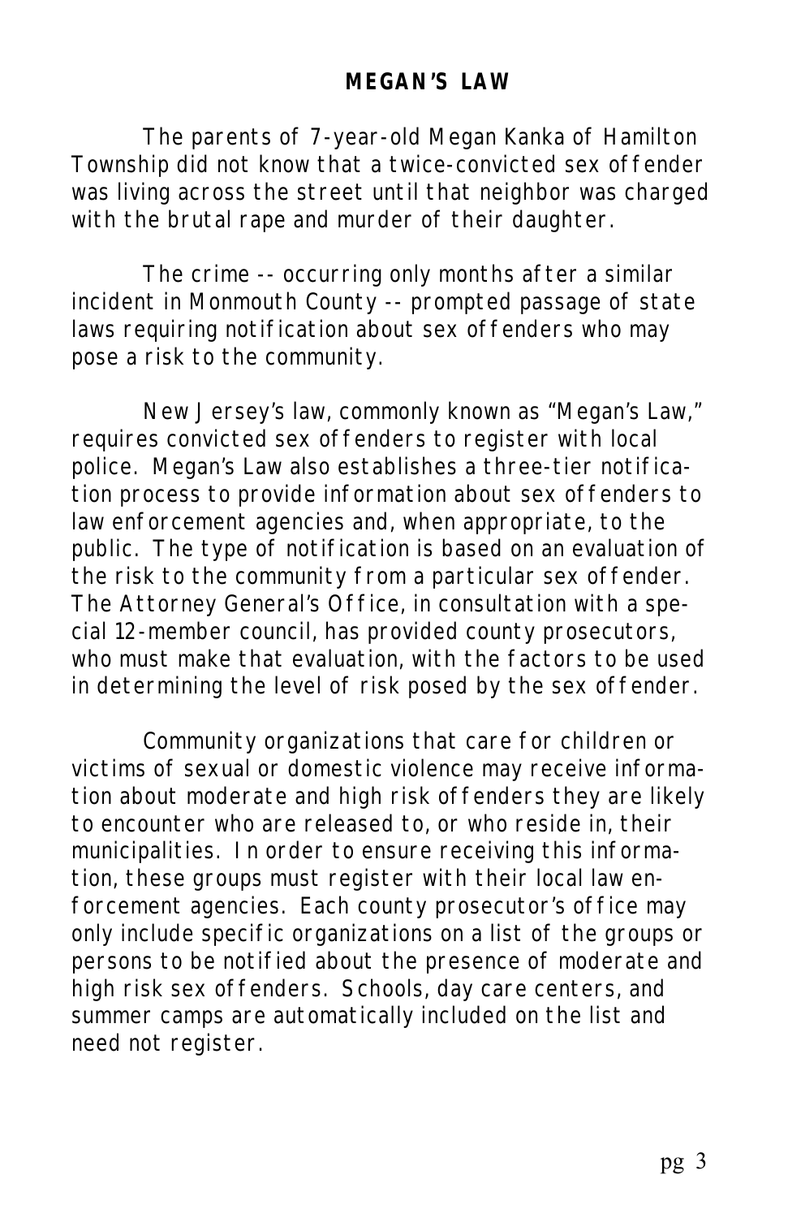# MEGAN'S LAW

The parents of 7-year-old Megan Kanka of Hamilton Township did not know that a twice-convicted sex offender was living across the street until that neighbor was charged with the brutal rape and murder of their daughter.

The crime -- occurring only months after a similar incident in Monmouth County -- prompted passage of state laws requiring notification about sex offenders who may pose a risk to the community.

New Jersey's law, commonly known as "Megan's Law," requires convicted sex offenders to register with local police. Megan's Law also establishes a three-tier notification process to provide information about sex offenders to law enforcement agencies and, when appropriate, to the public. The type of notification is based on an evaluation of the risk to the community from a particular sex offender. The Attorney General's Office, in consultation with a special 12-member council, has provided county prosecutors, who must make that evaluation, with the factors to be used in determining the level of risk posed by the sex offender.

Community organizations that care for children or victims of sexual or domestic violence may receive information about moderate and high risk offenders they are likely to encounter who are released to, or who reside in, their municipalities. In order to ensure receiving this information, these groups must register with their local law enforcement agencies. Each county prosecutor's office may only include specific organizations on a list of the groups or persons to be notified about the presence of moderate and high risk sex offenders. Schools, day care centers, and summer camps are automatically included on the list and need not register.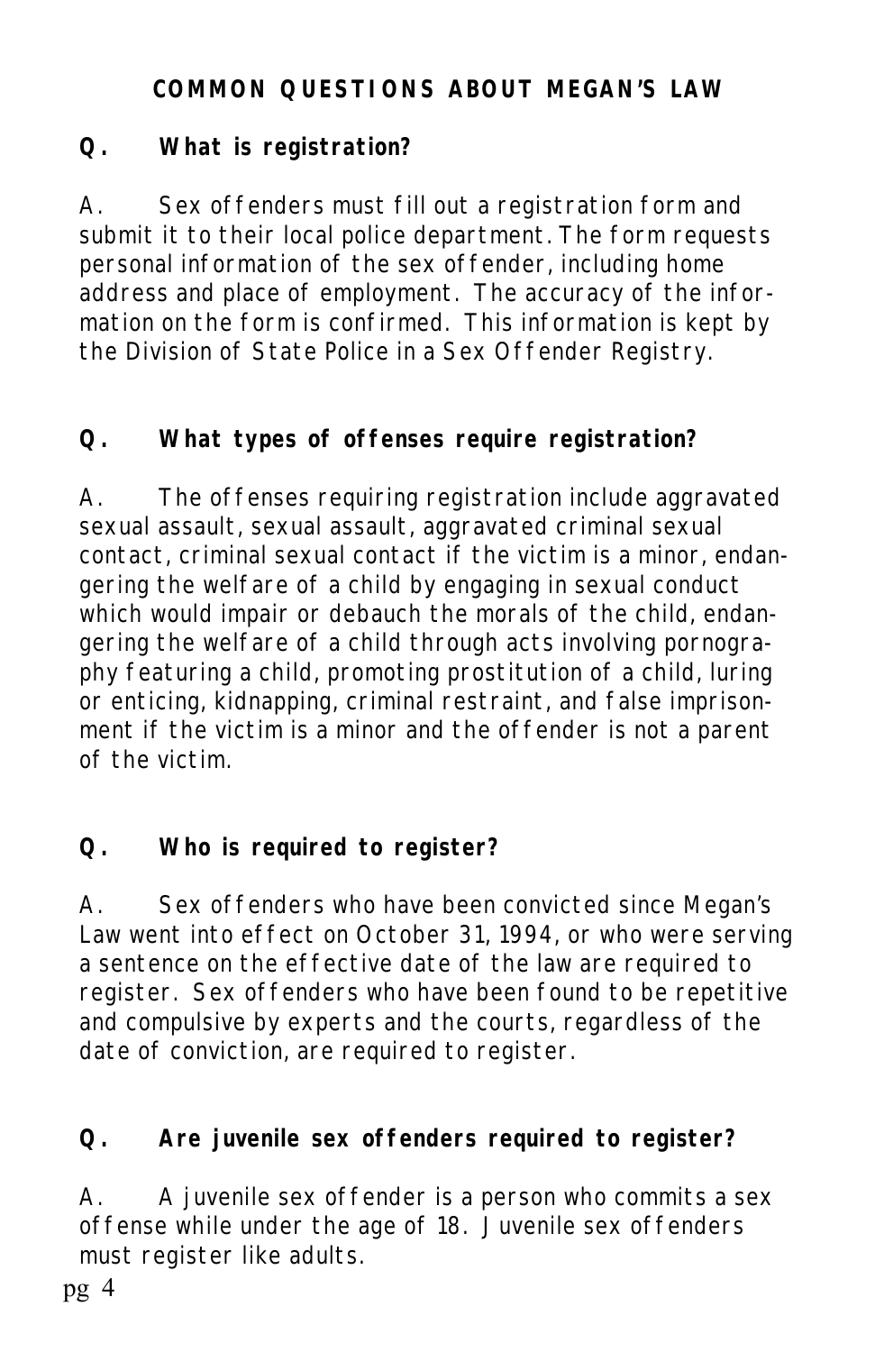## COMMON QUESTIONS ABOUT MEGAN'S LAW

**Q. What is registration?**

A. Sex offenders must fill out a registration form and submit it to their local police department. The form requests personal information of the sex offender, including home address and place of employment. The accuracy of the information on the form is confirmed. This information is kept by the Division of State Police in a Sex Offender Registry.

**Q. What types of offenses require registration?**

A. The offenses requiring registration include aggravated sexual assault, sexual assault, aggravated criminal sexual contact, criminal sexual contact if the victim is a minor, endangering the welfare of a child by engaging in sexual conduct which would impair or debauch the morals of the child, endangering the welfare of a child through acts involving pornography featuring a child, promoting prostitution of a child, luring or enticing, kidnapping, criminal restraint, and false imprisonment if the victim is a minor and the offender is not a parent of the victim.

**Q. Who is required to register?**

A. Sex offenders who have been convicted since Megan's Law went into effect on October 31, 1994, or who were serving a sentence on the effective date of the law are required to register. Sex offenders who have been found to be repetitive and compulsive by experts and the courts, regardless of the date of conviction, are required to register.

**Q. Are juvenile sex offenders required to register?**

A. A juvenile sex offender is a person who commits a sex offense while under the age of 18. Juvenile sex offenders must register like adults.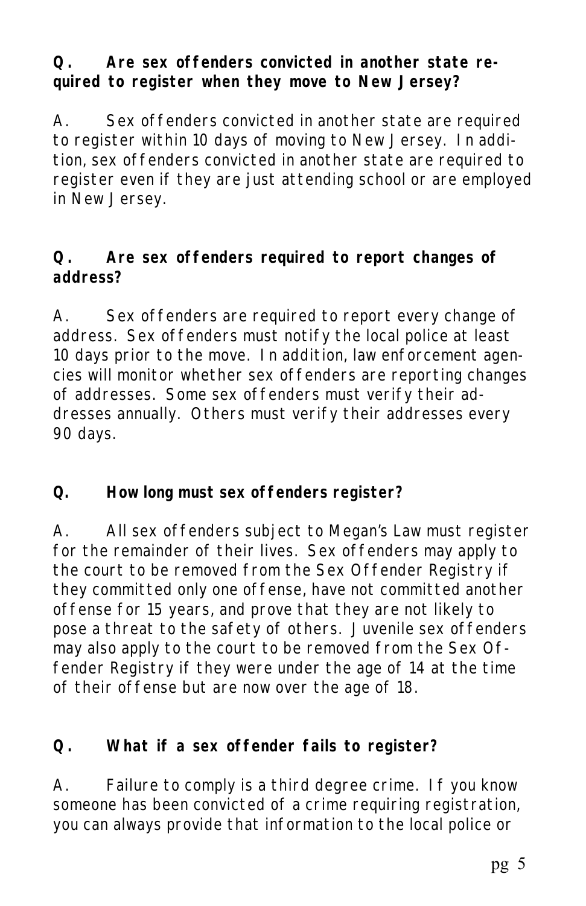**Q. Are sex offenders convicted in another state required to register when they move to New Jersey?**

A. Sex offenders convicted in another state are required to register within 10 days of moving to New Jersey. In addition, sex offenders convicted in another state are required to register even if they are just attending school or are employed in New Jersey.

**Q. Are sex offenders required to report changes of address?**

A. Sex offenders are required to report every change of address. Sex offenders must notify the local police at least 10 days prior to the move. In addition, law enforcement agencies will monitor whether sex offenders are reporting changes of addresses. Some sex offenders must verify their addresses annually. Others must verify their addresses every 90 days.

**Q. How long must sex offenders register?**

A. All sex offenders subject to Megan's Law must register for the remainder of their lives. Sex offenders may apply to the court to be removed from the Sex Offender Registry if they committed only one offense, have not committed another offense for 15 years, and prove that they are not likely to pose a threat to the safety of others. Juvenile sex offenders may also apply to the court to be removed from the Sex Offender Registry if they were under the age of 14 at the time of their offense but are now over the age of 18.

**Q. What if a sex offender fails to register?**

A. Failure to comply is a third degree crime. If you know someone has been convicted of a crime requiring registration, you can always provide that information to the local police or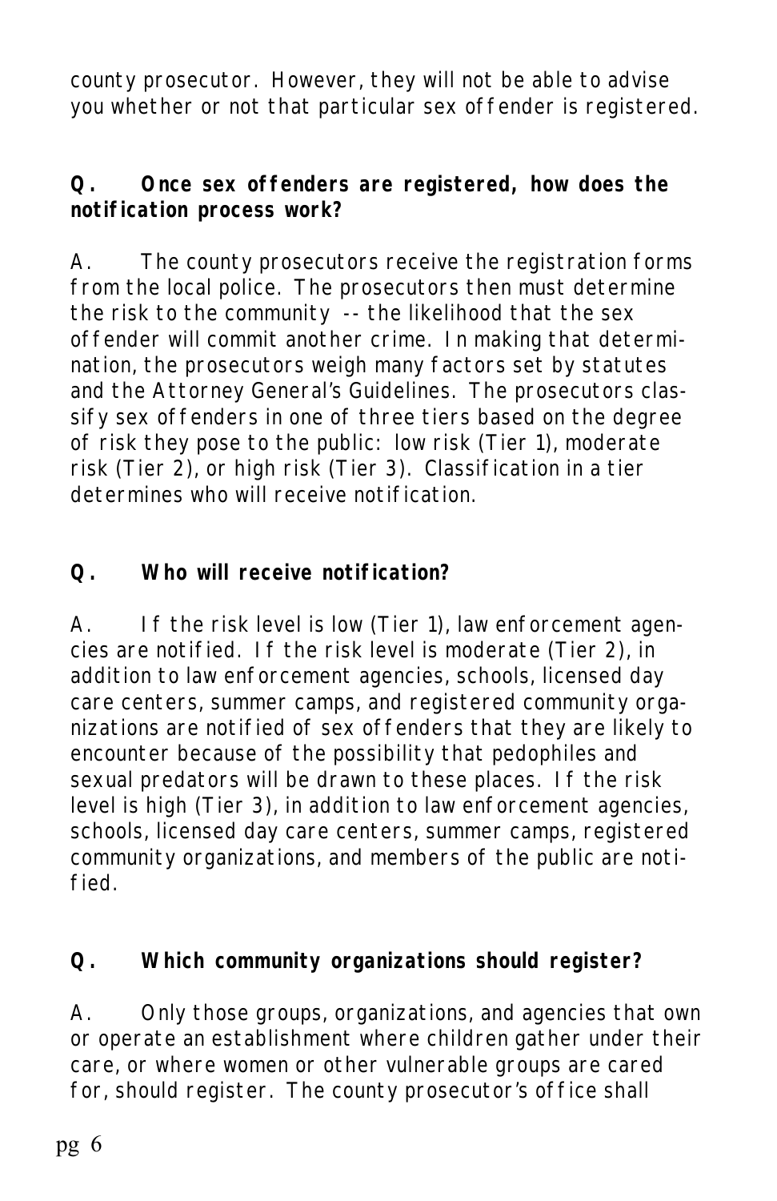county prosecutor. However, they will not be able to advise you whether or not that particular sex offender is registered.

**Q. Once sex offenders are registered, how does the notification process work?**

A. The county prosecutors receive the registration forms from the local police. The prosecutors then must determine the risk to the community -- the likelihood that the sex offender will commit another crime. In making that determination, the prosecutors weigh many factors set by statutes and the Attorney General's Guidelines. The prosecutors classify sex offenders in one of three tiers based on the degree of risk they pose to the public: low risk (Tier 1), moderate risk (Tier 2), or high risk (Tier 3). Classification in a tier determines who will receive notification.

**Q. Who will receive notification?**

A. If the risk level is low (Tier 1), law enforcement agencies are notified. If the risk level is moderate (Tier 2), in addition to law enforcement agencies, schools, licensed day care centers, summer camps, and registered community organizations are notified of sex offenders that they are likely to encounter because of the possibility that pedophiles and sexual predators will be drawn to these places. If the risk level is high (Tier 3), in addition to law enforcement agencies, schools, licensed day care centers, summer camps, registered community organizations, and members of the public are notified.

**Q. Which community organizations should register?**

A. Only those groups, organizations, and agencies that own or operate an establishment where children gather under their care, or where women or other vulnerable groups are cared for, should register. The county prosecutor's office shall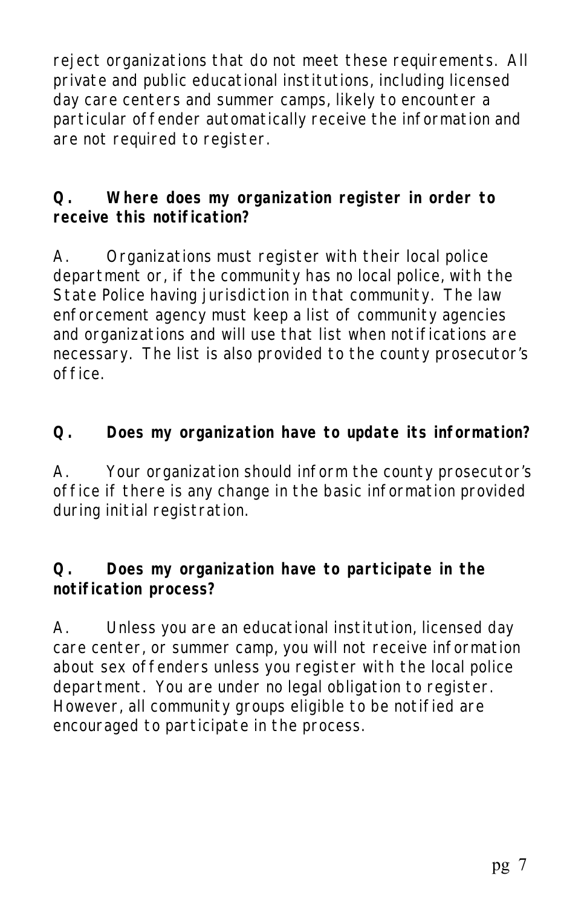reject organizations that do not meet these requirements. All private and public educational institutions, including licensed day care centers and summer camps, likely to encounter a particular offender automatically receive the information and are not required to register.

**Q. Where does my organization register in order to receive this notification?**

A. Organizations must register with their local police department or, if the community has no local police, with the State Police having jurisdiction in that community. The law enforcement agency must keep a list of community agencies and organizations and will use that list when notifications are necessary. The list is also provided to the county prosecutor's office.

**Q. Does my organization have to update its information?**

A. Your organization should inform the county prosecutor's office if there is any change in the basic information provided during initial registration.

**Q. Does my organization have to participate in the notification process?**

A. Unless you are an educational institution, licensed day care center, or summer camp, you will not receive information about sex offenders unless you register with the local police department. You are under no legal obligation to register. However, all community groups eligible to be notified are encouraged to participate in the process.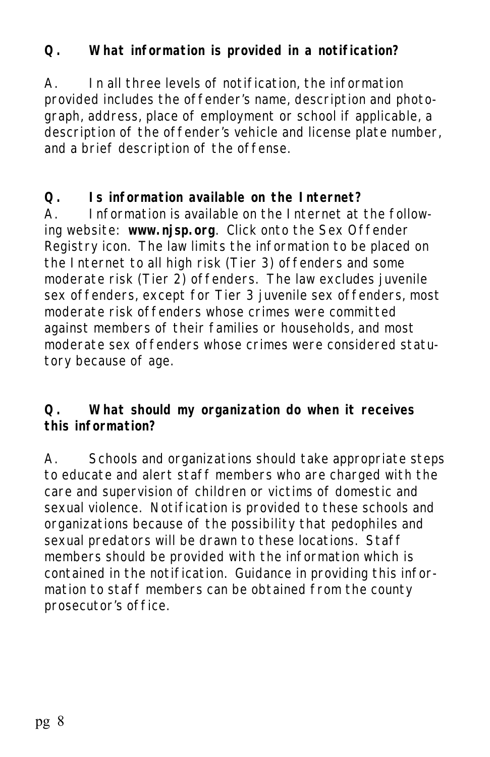**Q. What information is provided in a notification?**

A. In all three levels of notification, the information provided includes the offender's name, description and photograph, address, place of employment or school if applicable, a description of the offender's vehicle and license plate number, and a brief description of the offense.

**Q. Is information available on the Internet?**

A. Information is available on the Internet at the following website: **www.njsp.org**. Click onto the Sex Offender Registry icon. The law limits the information to be placed on the Internet to all high risk (Tier 3) offenders and some moderate risk (Tier 2) offenders. The law excludes juvenile sex offenders, except for Tier 3 juvenile sex offenders, most moderate risk offenders whose crimes were committed against members of their families or households, and most moderate sex offenders whose crimes were considered statutory because of age.

**Q. What should my organization do when it receives this information?**

A. Schools and organizations should take appropriate steps to educate and alert staff members who are charged with the care and supervision of children or victims of domestic and sexual violence. Notification is provided to these schools and organizations because of the possibility that pedophiles and sexual predators will be drawn to these locations. Staff members should be provided with the information which is contained in the notification. Guidance in providing this information to staff members can be obtained from the county prosecutor's office.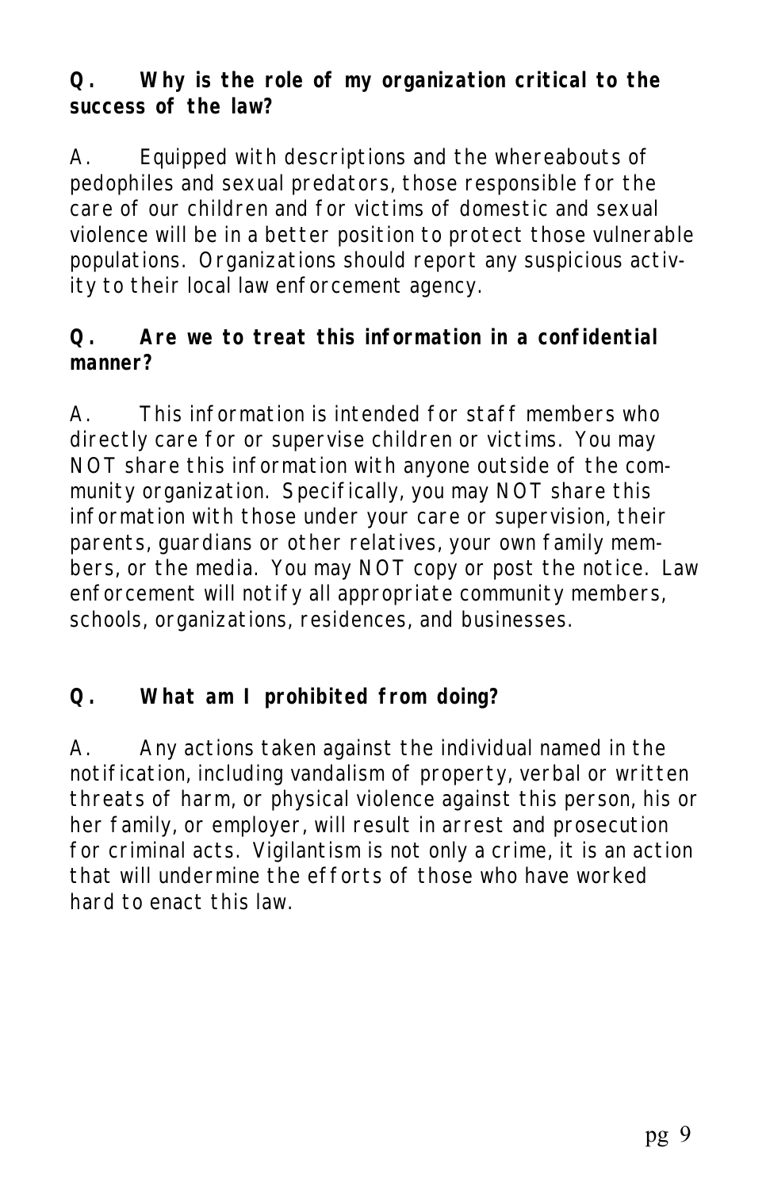**Q. Why is the role of my organization critical to the success of the law?**

A. Equipped with descriptions and the whereabouts of pedophiles and sexual predators, those responsible for the care of our children and for victims of domestic and sexual violence will be in a better position to protect those vulnerable populations. Organizations should report any suspicious activity to their local law enforcement agency.

**Q. Are we to treat this information in a confidential manner?**

A. This information is intended for staff members who directly care for or supervise children or victims. You may NOT share this information with anyone outside of the community organization. Specifically, you may NOT share this information with those under your care or supervision, their parents, guardians or other relatives, your own family members, or the media. You may NOT copy or post the notice. Law enforcement will notify all appropriate community members, schools, organizations, residences, and businesses.

**Q. What am I prohibited from doing?**

A. Any actions taken against the individual named in the notification, including vandalism of property, verbal or written threats of harm, or physical violence against this person, his or her family, or employer, will result in arrest and prosecution for criminal acts. Vigilantism is not only a crime, it is an action that will undermine the efforts of those who have worked hard to enact this law.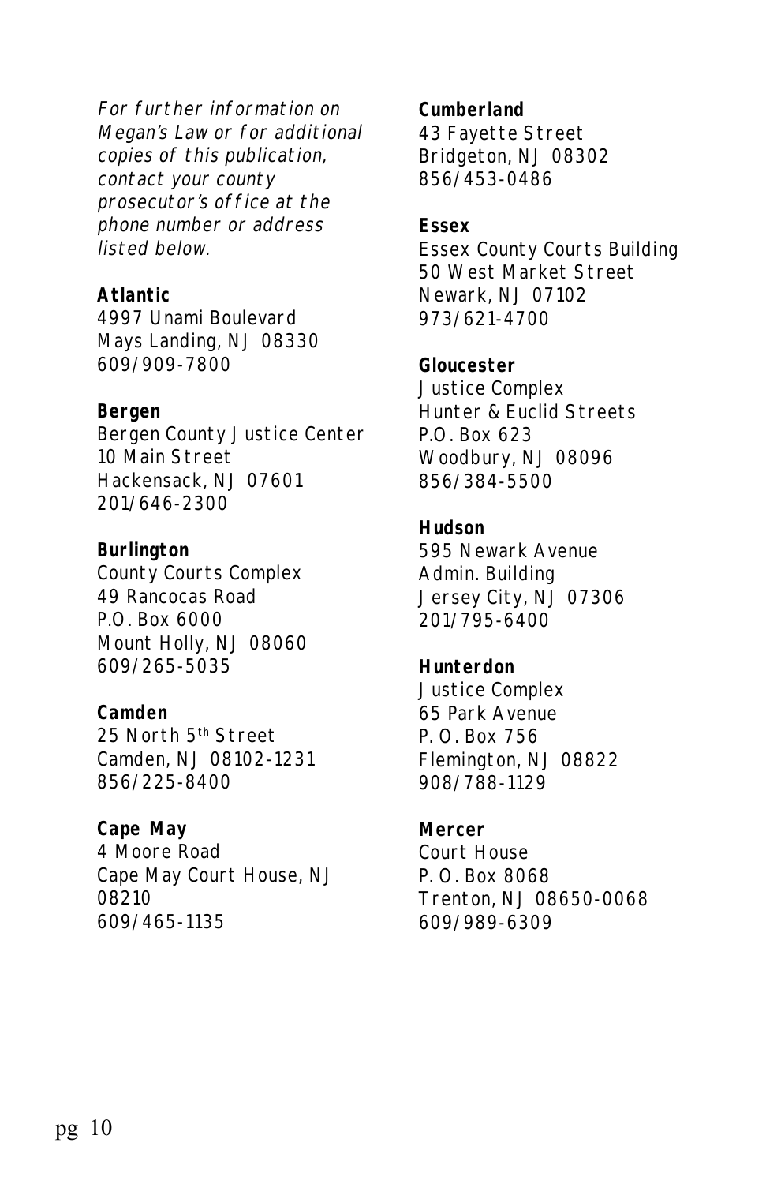*For further information on Megan's Law or for additional copies of this publication, contact your county prosecutor's office at the phone number or address listed below.*

**Atlantic**
4997 Unami Boulevard
Mays Landing, NJ 08330
609/909-7800

**Bergen**
Bergen County Justice Center
10 Main Street
Hackensack, NJ 07601
201/646-2300

**Burlington**
County Courts Complex
49 Rancocas Road
P.O. Box 6000
Mount Holly, NJ 08060
609/265-5035

**Camden**
25 North 5th Street
Camden, NJ 08102-1231
856/225-8400

**Cape May**
4 Moore Road
Cape May Court House, NJ 08210
609/465-1135

**Cumberland**
43 Fayette Street
Bridgeton, NJ 08302
856/453-0486

**Essex**
Essex County Courts Building
50 West Market Street
Newark, NJ 07102
973/621-4700

**Gloucester**
Justice Complex
Hunter & Euclid Streets
P.O. Box 623
Woodbury, NJ 08096
856/384-5500

**Hudson**
595 Newark Avenue
Admin. Building
Jersey City, NJ 07306
201/795-6400

**Hunterdon**
Justice Complex
65 Park Avenue
P. O. Box 756
Flemington, NJ 08822
908/788-1129

**Mercer**
Court House
P. O. Box 8068
Trenton, NJ 08650-0068
609/989-6309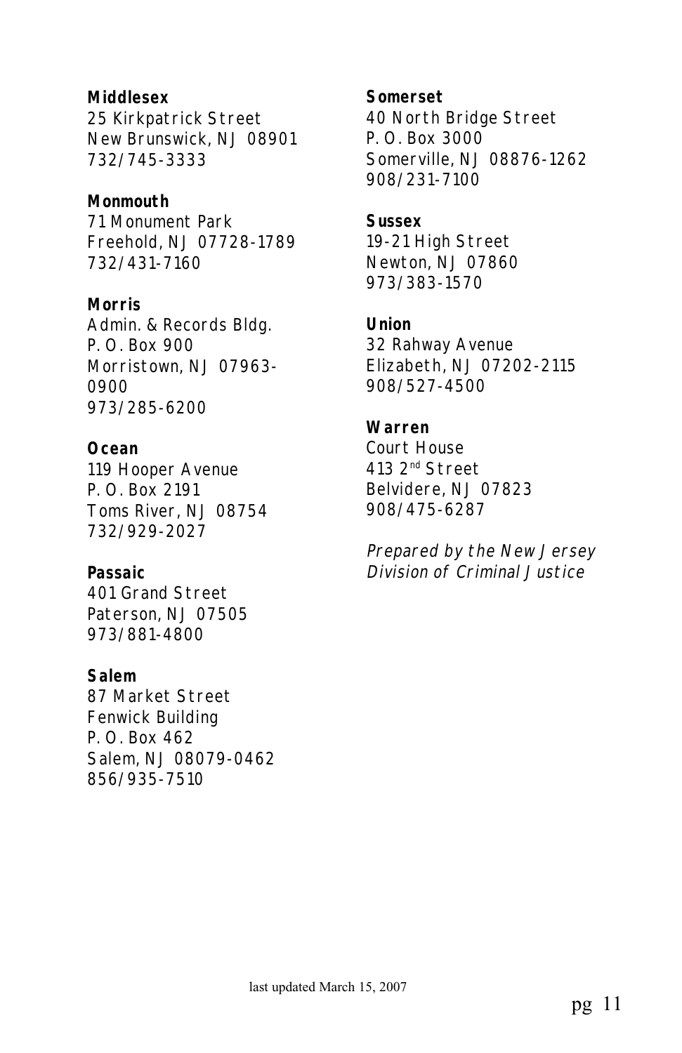**Middlesex**
25 Kirkpatrick Street
New Brunswick, NJ 08901
732/745-3333

**Monmouth**
71 Monument Park
Freehold, NJ 07728-1789
732/431-7160

**Morris**
Admin. & Records Bldg.
P. O. Box 900
Morristown, NJ 07963-0900
973/285-6200

**Ocean**
119 Hooper Avenue
P. O. Box 2191
Toms River, NJ 08754
732/929-2027

**Passaic**
401 Grand Street
Paterson, NJ 07505
973/881-4800

**Salem**
87 Market Street
Fenwick Building
P. O. Box 462
Salem, NJ 08079-0462
856/935-7510

**Somerset**
40 North Bridge Street
P. O. Box 3000
Somerville, NJ 08876-1262
908/231-7100

**Sussex**
19-21 High Street
Newton, NJ 07860
973/383-1570

**Union**
32 Rahway Avenue
Elizabeth, NJ 07202-2115
908/527-4500

**Warren**
Court House
413 2nd Street
Belvidere, NJ 07823
908/475-6287

*Prepared by the New Jersey Division of Criminal Justice*

last updated March 15, 2007